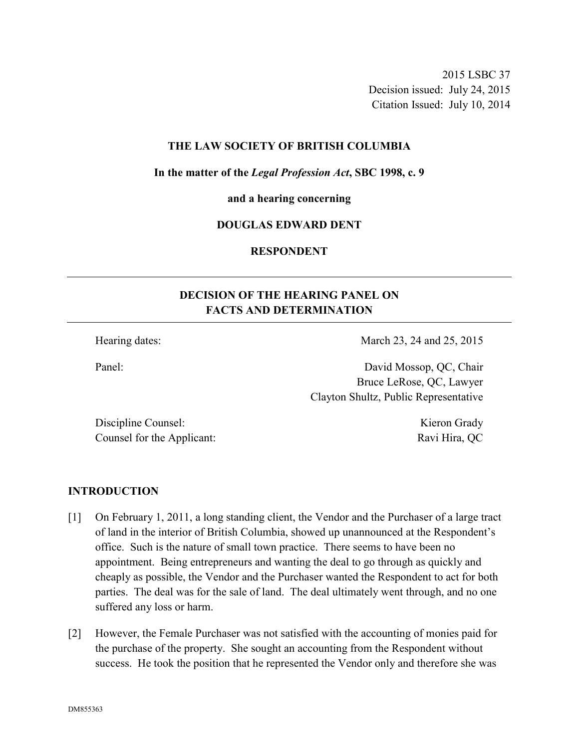2015 LSBC 37
Decision issued: July 24, 2015
Citation Issued: July 10, 2014

**THE LAW SOCIETY OF BRITISH COLUMBIA**

**In the matter of the *Legal Profession Act*, SBC 1998, c. 9**

**and a hearing concerning**

**DOUGLAS EDWARD DENT**

**RESPONDENT**

---

## DECISION OF THE HEARING PANEL ON FACTS AND DETERMINATION

---

| | |
|---|---|
| Hearing dates: | March 23, 24 and 25, 2015 |
| Panel: | David Mossop, QC, Chair<br>Bruce LeRose, QC, Lawyer<br>Clayton Shultz, Public Representative |
| Discipline Counsel: | Kieron Grady |
| Counsel for the Applicant: | Ravi Hira, QC |

## INTRODUCTION

[1] On February 1, 2011, a long standing client, the Vendor and the Purchaser of a large tract of land in the interior of British Columbia, showed up unannounced at the Respondent's office. Such is the nature of small town practice. There seems to have been no appointment. Being entrepreneurs and wanting the deal to go through as quickly and cheaply as possible, the Vendor and the Purchaser wanted the Respondent to act for both parties. The deal was for the sale of land. The deal ultimately went through, and no one suffered any loss or harm.

[2] However, the Female Purchaser was not satisfied with the accounting of monies paid for the purchase of the property. She sought an accounting from the Respondent without success. He took the position that he represented the Vendor only and therefore she was

DM855363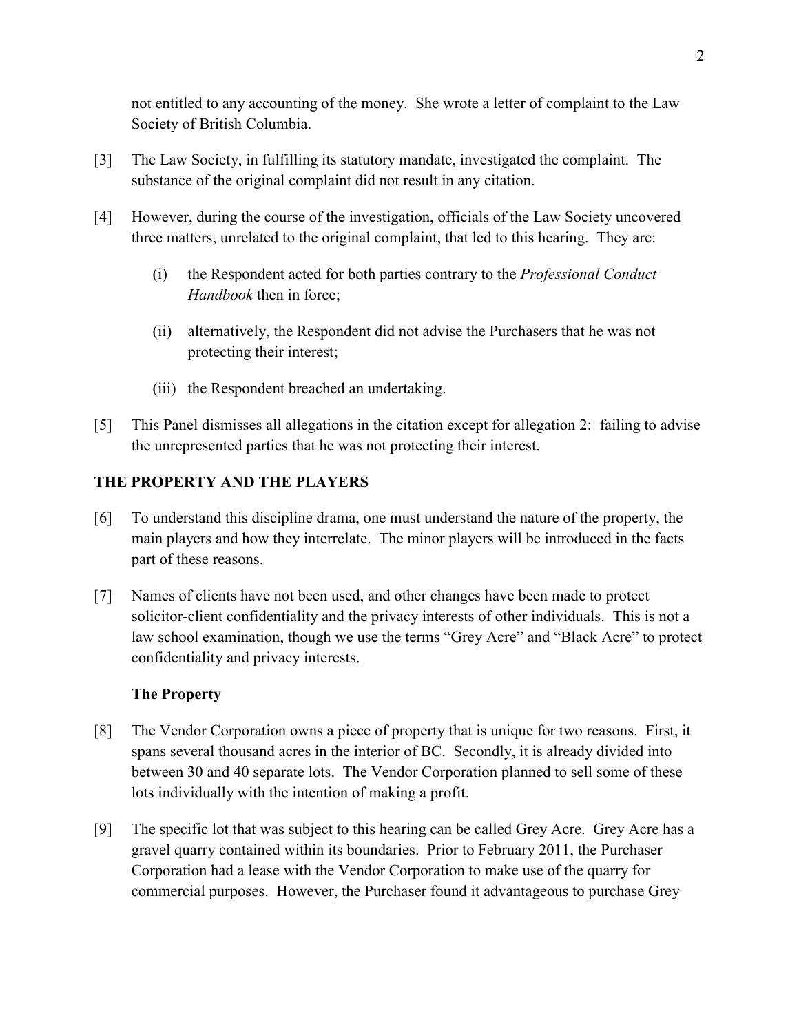not entitled to any accounting of the money. She wrote a letter of complaint to the Law Society of British Columbia.

[3] The Law Society, in fulfilling its statutory mandate, investigated the complaint. The substance of the original complaint did not result in any citation.

[4] However, during the course of the investigation, officials of the Law Society uncovered three matters, unrelated to the original complaint, that led to this hearing. They are:

(i) the Respondent acted for both parties contrary to the *Professional Conduct Handbook* then in force;

(ii) alternatively, the Respondent did not advise the Purchasers that he was not protecting their interest;

(iii) the Respondent breached an undertaking.

[5] This Panel dismisses all allegations in the citation except for allegation 2: failing to advise the unrepresented parties that he was not protecting their interest.

## THE PROPERTY AND THE PLAYERS

[6] To understand this discipline drama, one must understand the nature of the property, the main players and how they interrelate. The minor players will be introduced in the facts part of these reasons.

[7] Names of clients have not been used, and other changes have been made to protect solicitor-client confidentiality and the privacy interests of other individuals. This is not a law school examination, though we use the terms "Grey Acre" and "Black Acre" to protect confidentiality and privacy interests.

### The Property

[8] The Vendor Corporation owns a piece of property that is unique for two reasons. First, it spans several thousand acres in the interior of BC. Secondly, it is already divided into between 30 and 40 separate lots. The Vendor Corporation planned to sell some of these lots individually with the intention of making a profit.

[9] The specific lot that was subject to this hearing can be called Grey Acre. Grey Acre has a gravel quarry contained within its boundaries. Prior to February 2011, the Purchaser Corporation had a lease with the Vendor Corporation to make use of the quarry for commercial purposes. However, the Purchaser found it advantageous to purchase Grey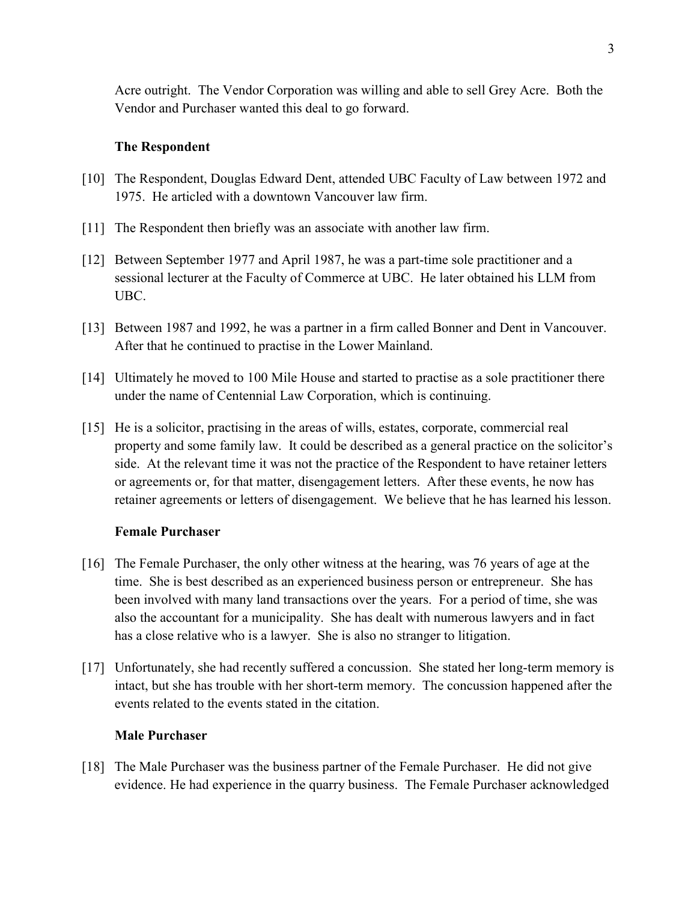Acre outright. The Vendor Corporation was willing and able to sell Grey Acre. Both the Vendor and Purchaser wanted this deal to go forward.

### The Respondent

[10] The Respondent, Douglas Edward Dent, attended UBC Faculty of Law between 1972 and 1975. He articled with a downtown Vancouver law firm.

[11] The Respondent then briefly was an associate with another law firm.

[12] Between September 1977 and April 1987, he was a part-time sole practitioner and a sessional lecturer at the Faculty of Commerce at UBC. He later obtained his LLM from UBC.

[13] Between 1987 and 1992, he was a partner in a firm called Bonner and Dent in Vancouver. After that he continued to practise in the Lower Mainland.

[14] Ultimately he moved to 100 Mile House and started to practise as a sole practitioner there under the name of Centennial Law Corporation, which is continuing.

[15] He is a solicitor, practising in the areas of wills, estates, corporate, commercial real property and some family law. It could be described as a general practice on the solicitor's side. At the relevant time it was not the practice of the Respondent to have retainer letters or agreements or, for that matter, disengagement letters. After these events, he now has retainer agreements or letters of disengagement. We believe that he has learned his lesson.

### Female Purchaser

[16] The Female Purchaser, the only other witness at the hearing, was 76 years of age at the time. She is best described as an experienced business person or entrepreneur. She has been involved with many land transactions over the years. For a period of time, she was also the accountant for a municipality. She has dealt with numerous lawyers and in fact has a close relative who is a lawyer. She is also no stranger to litigation.

[17] Unfortunately, she had recently suffered a concussion. She stated her long-term memory is intact, but she has trouble with her short-term memory. The concussion happened after the events related to the events stated in the citation.

### Male Purchaser

[18] The Male Purchaser was the business partner of the Female Purchaser. He did not give evidence. He had experience in the quarry business. The Female Purchaser acknowledged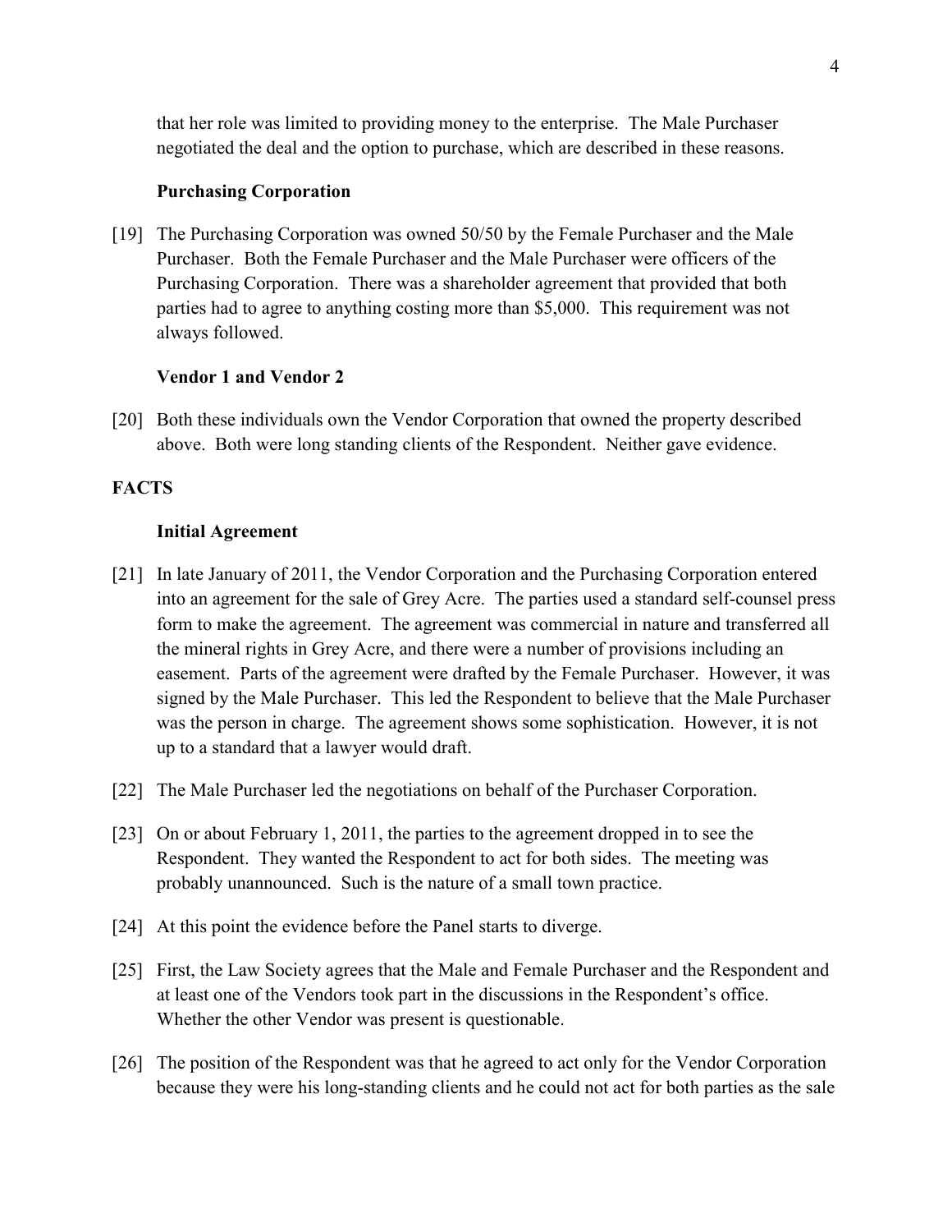that her role was limited to providing money to the enterprise. The Male Purchaser negotiated the deal and the option to purchase, which are described in these reasons.

### Purchasing Corporation

[19] The Purchasing Corporation was owned 50/50 by the Female Purchaser and the Male Purchaser. Both the Female Purchaser and the Male Purchaser were officers of the Purchasing Corporation. There was a shareholder agreement that provided that both parties had to agree to anything costing more than $5,000. This requirement was not always followed.

### Vendor 1 and Vendor 2

[20] Both these individuals own the Vendor Corporation that owned the property described above. Both were long standing clients of the Respondent. Neither gave evidence.

## FACTS

### Initial Agreement

[21] In late January of 2011, the Vendor Corporation and the Purchasing Corporation entered into an agreement for the sale of Grey Acre. The parties used a standard self-counsel press form to make the agreement. The agreement was commercial in nature and transferred all the mineral rights in Grey Acre, and there were a number of provisions including an easement. Parts of the agreement were drafted by the Female Purchaser. However, it was signed by the Male Purchaser. This led the Respondent to believe that the Male Purchaser was the person in charge. The agreement shows some sophistication. However, it is not up to a standard that a lawyer would draft.

[22] The Male Purchaser led the negotiations on behalf of the Purchaser Corporation.

[23] On or about February 1, 2011, the parties to the agreement dropped in to see the Respondent. They wanted the Respondent to act for both sides. The meeting was probably unannounced. Such is the nature of a small town practice.

[24] At this point the evidence before the Panel starts to diverge.

[25] First, the Law Society agrees that the Male and Female Purchaser and the Respondent and at least one of the Vendors took part in the discussions in the Respondent's office. Whether the other Vendor was present is questionable.

[26] The position of the Respondent was that he agreed to act only for the Vendor Corporation because they were his long-standing clients and he could not act for both parties as the sale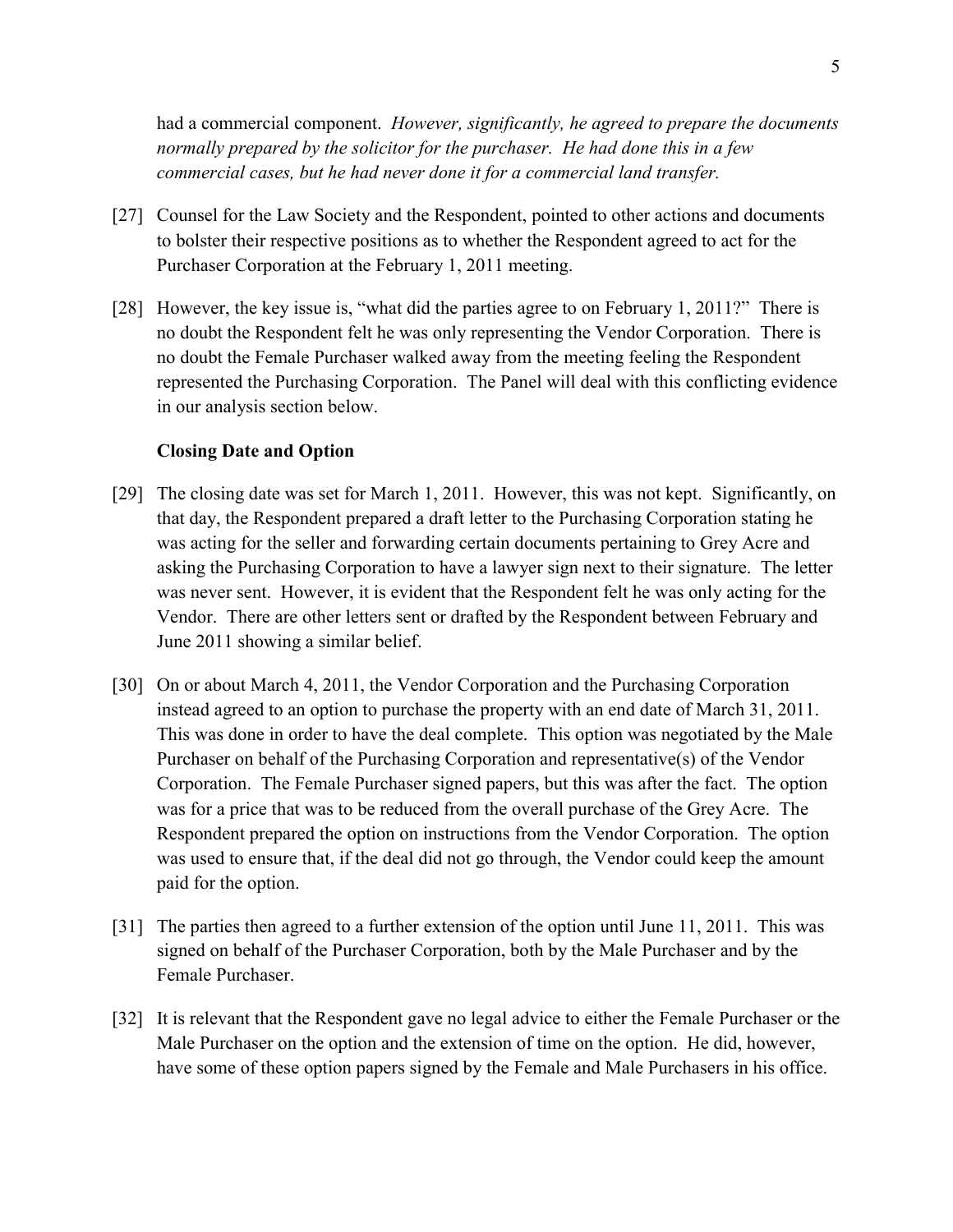had a commercial component. *However, significantly, he agreed to prepare the documents normally prepared by the solicitor for the purchaser. He had done this in a few commercial cases, but he had never done it for a commercial land transfer.*

[27] Counsel for the Law Society and the Respondent, pointed to other actions and documents to bolster their respective positions as to whether the Respondent agreed to act for the Purchaser Corporation at the February 1, 2011 meeting.

[28] However, the key issue is, "what did the parties agree to on February 1, 2011?" There is no doubt the Respondent felt he was only representing the Vendor Corporation. There is no doubt the Female Purchaser walked away from the meeting feeling the Respondent represented the Purchasing Corporation. The Panel will deal with this conflicting evidence in our analysis section below.

**Closing Date and Option**

[29] The closing date was set for March 1, 2011. However, this was not kept. Significantly, on that day, the Respondent prepared a draft letter to the Purchasing Corporation stating he was acting for the seller and forwarding certain documents pertaining to Grey Acre and asking the Purchasing Corporation to have a lawyer sign next to their signature. The letter was never sent. However, it is evident that the Respondent felt he was only acting for the Vendor. There are other letters sent or drafted by the Respondent between February and June 2011 showing a similar belief.

[30] On or about March 4, 2011, the Vendor Corporation and the Purchasing Corporation instead agreed to an option to purchase the property with an end date of March 31, 2011. This was done in order to have the deal complete. This option was negotiated by the Male Purchaser on behalf of the Purchasing Corporation and representative(s) of the Vendor Corporation. The Female Purchaser signed papers, but this was after the fact. The option was for a price that was to be reduced from the overall purchase of the Grey Acre. The Respondent prepared the option on instructions from the Vendor Corporation. The option was used to ensure that, if the deal did not go through, the Vendor could keep the amount paid for the option.

[31] The parties then agreed to a further extension of the option until June 11, 2011. This was signed on behalf of the Purchaser Corporation, both by the Male Purchaser and by the Female Purchaser.

[32] It is relevant that the Respondent gave no legal advice to either the Female Purchaser or the Male Purchaser on the option and the extension of time on the option. He did, however, have some of these option papers signed by the Female and Male Purchasers in his office.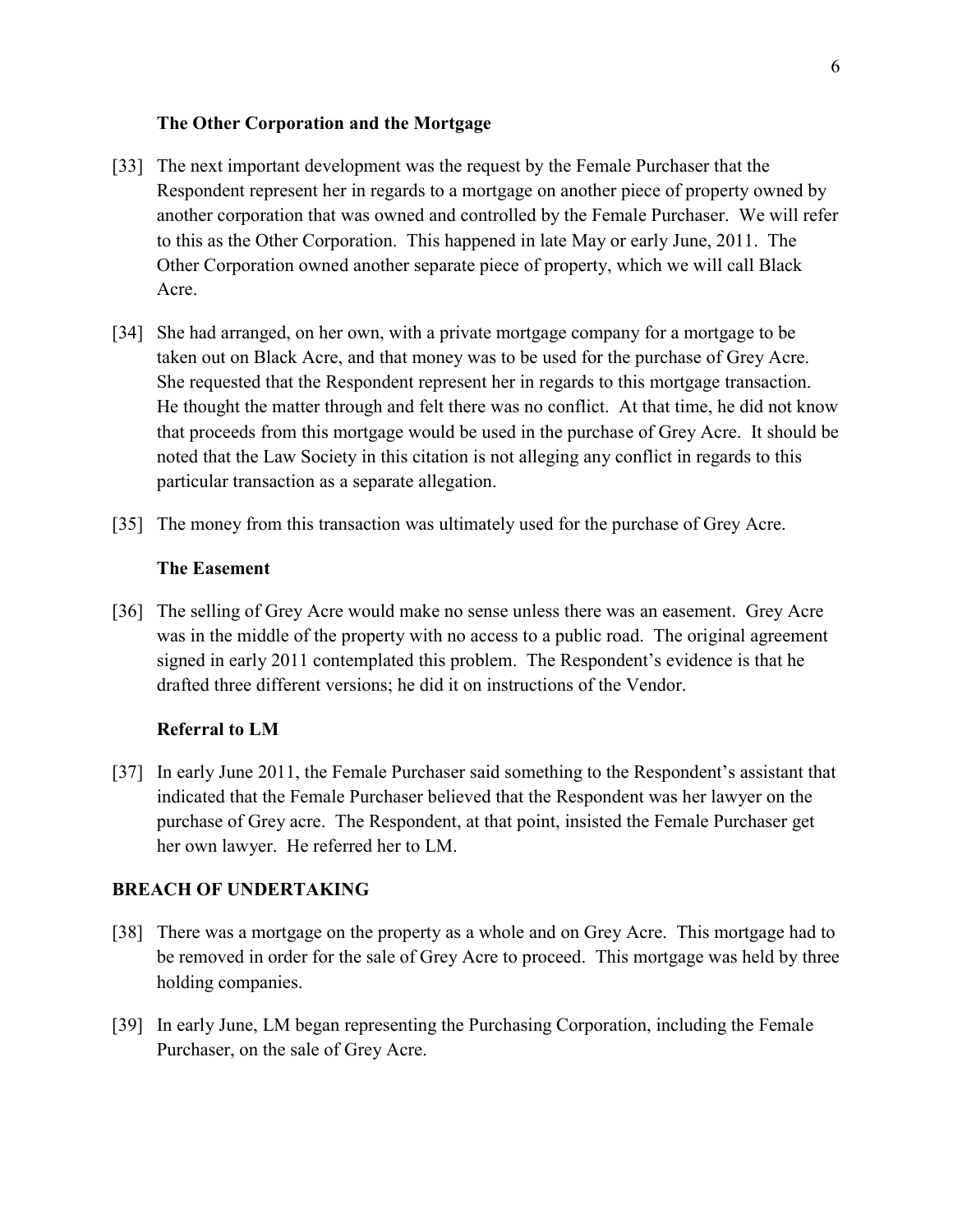### The Other Corporation and the Mortgage

[33] The next important development was the request by the Female Purchaser that the Respondent represent her in regards to a mortgage on another piece of property owned by another corporation that was owned and controlled by the Female Purchaser. We will refer to this as the Other Corporation. This happened in late May or early June, 2011. The Other Corporation owned another separate piece of property, which we will call Black Acre.

[34] She had arranged, on her own, with a private mortgage company for a mortgage to be taken out on Black Acre, and that money was to be used for the purchase of Grey Acre. She requested that the Respondent represent her in regards to this mortgage transaction. He thought the matter through and felt there was no conflict. At that time, he did not know that proceeds from this mortgage would be used in the purchase of Grey Acre. It should be noted that the Law Society in this citation is not alleging any conflict in regards to this particular transaction as a separate allegation.

[35] The money from this transaction was ultimately used for the purchase of Grey Acre.

### The Easement

[36] The selling of Grey Acre would make no sense unless there was an easement. Grey Acre was in the middle of the property with no access to a public road. The original agreement signed in early 2011 contemplated this problem. The Respondent's evidence is that he drafted three different versions; he did it on instructions of the Vendor.

### Referral to LM

[37] In early June 2011, the Female Purchaser said something to the Respondent's assistant that indicated that the Female Purchaser believed that the Respondent was her lawyer on the purchase of Grey acre. The Respondent, at that point, insisted the Female Purchaser get her own lawyer. He referred her to LM.

## BREACH OF UNDERTAKING

[38] There was a mortgage on the property as a whole and on Grey Acre. This mortgage had to be removed in order for the sale of Grey Acre to proceed. This mortgage was held by three holding companies.

[39] In early June, LM began representing the Purchasing Corporation, including the Female Purchaser, on the sale of Grey Acre.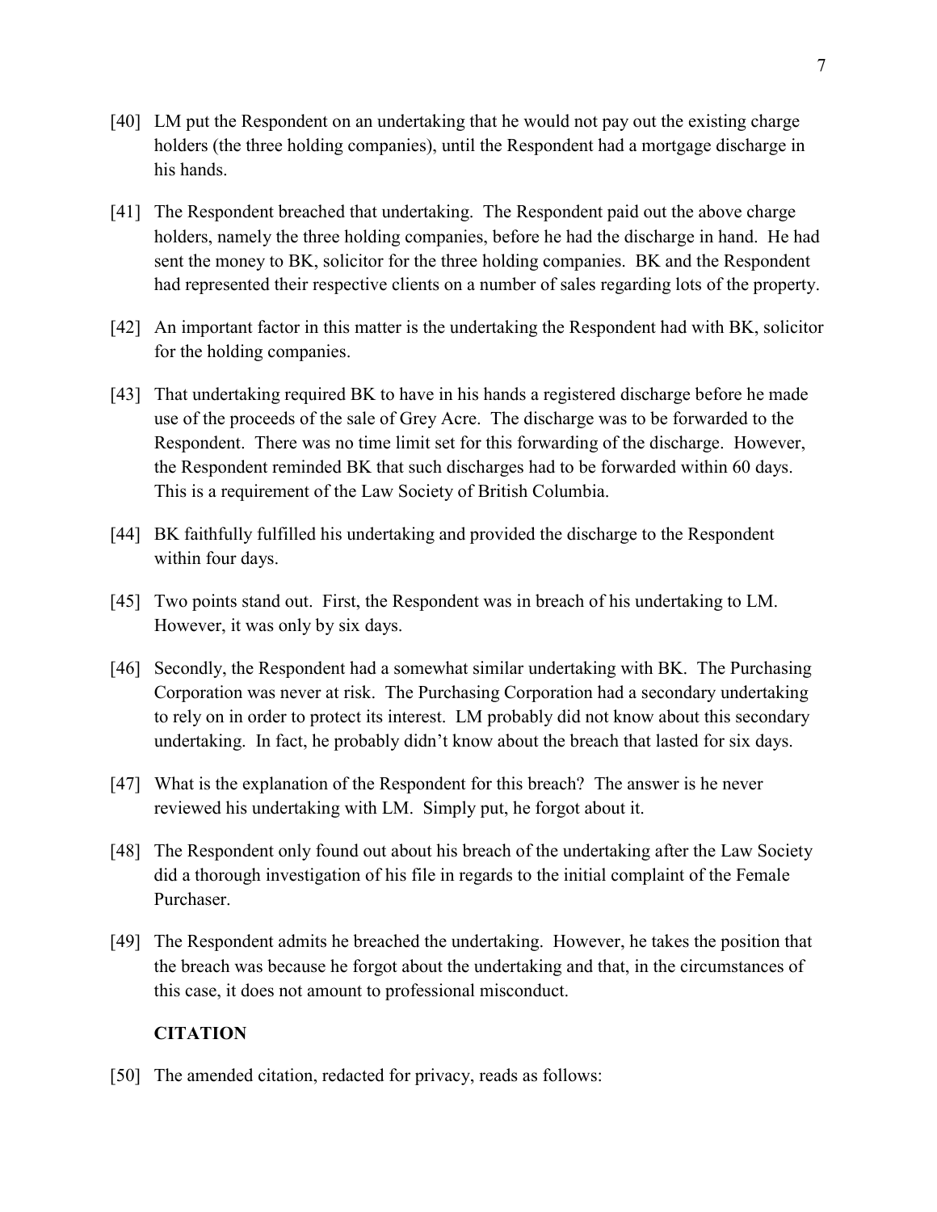[40] LM put the Respondent on an undertaking that he would not pay out the existing charge holders (the three holding companies), until the Respondent had a mortgage discharge in his hands.

[41] The Respondent breached that undertaking. The Respondent paid out the above charge holders, namely the three holding companies, before he had the discharge in hand. He had sent the money to BK, solicitor for the three holding companies. BK and the Respondent had represented their respective clients on a number of sales regarding lots of the property.

[42] An important factor in this matter is the undertaking the Respondent had with BK, solicitor for the holding companies.

[43] That undertaking required BK to have in his hands a registered discharge before he made use of the proceeds of the sale of Grey Acre. The discharge was to be forwarded to the Respondent. There was no time limit set for this forwarding of the discharge. However, the Respondent reminded BK that such discharges had to be forwarded within 60 days. This is a requirement of the Law Society of British Columbia.

[44] BK faithfully fulfilled his undertaking and provided the discharge to the Respondent within four days.

[45] Two points stand out. First, the Respondent was in breach of his undertaking to LM. However, it was only by six days.

[46] Secondly, the Respondent had a somewhat similar undertaking with BK. The Purchasing Corporation was never at risk. The Purchasing Corporation had a secondary undertaking to rely on in order to protect its interest. LM probably did not know about this secondary undertaking. In fact, he probably didn't know about the breach that lasted for six days.

[47] What is the explanation of the Respondent for this breach? The answer is he never reviewed his undertaking with LM. Simply put, he forgot about it.

[48] The Respondent only found out about his breach of the undertaking after the Law Society did a thorough investigation of his file in regards to the initial complaint of the Female Purchaser.

[49] The Respondent admits he breached the undertaking. However, he takes the position that the breach was because he forgot about the undertaking and that, in the circumstances of this case, it does not amount to professional misconduct.

## CITATION

[50] The amended citation, redacted for privacy, reads as follows: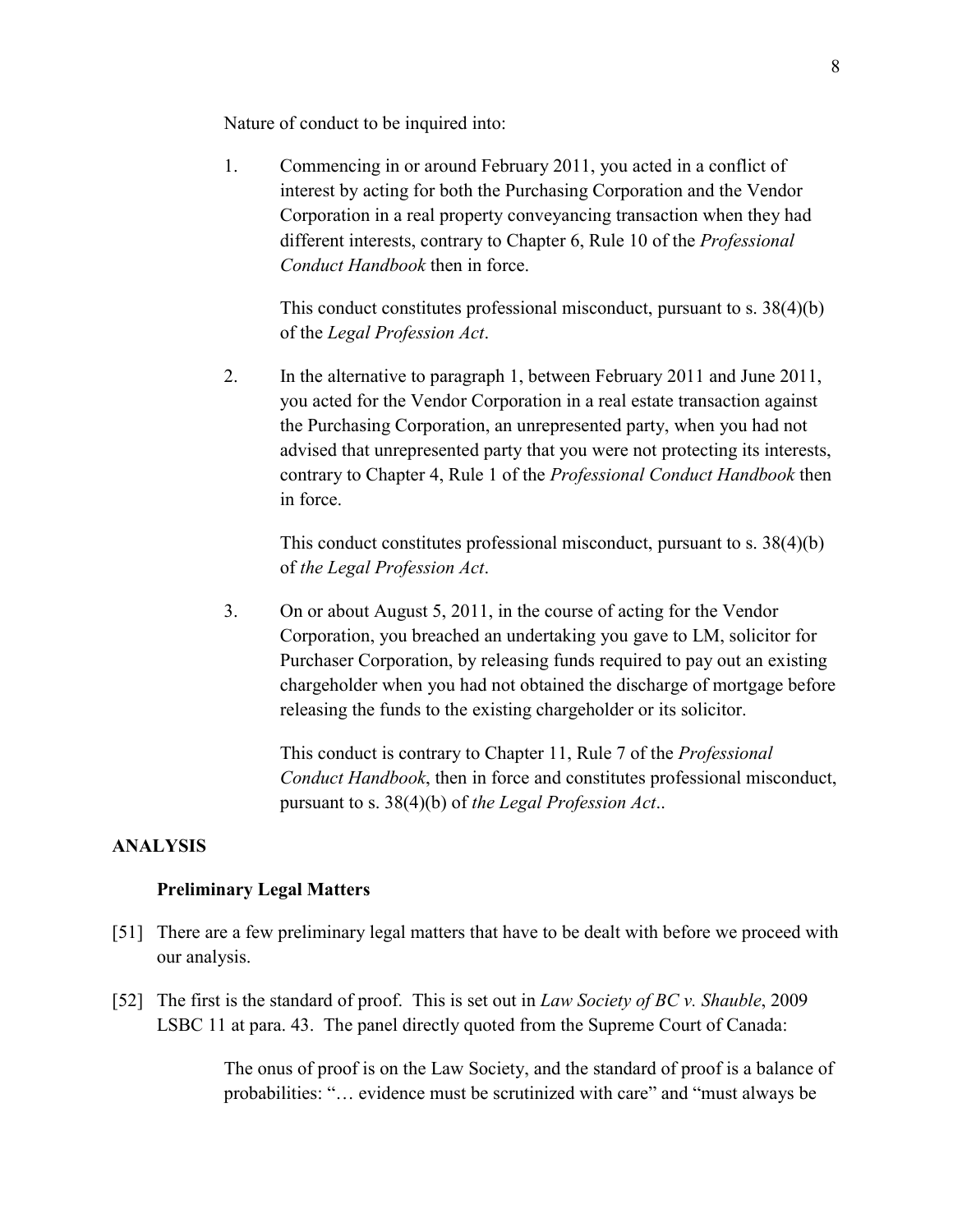Nature of conduct to be inquired into:

1. Commencing in or around February 2011, you acted in a conflict of interest by acting for both the Purchasing Corporation and the Vendor Corporation in a real property conveyancing transaction when they had different interests, contrary to Chapter 6, Rule 10 of the *Professional Conduct Handbook* then in force.

   This conduct constitutes professional misconduct, pursuant to s. 38(4)(b) of the *Legal Profession Act*.

2. In the alternative to paragraph 1, between February 2011 and June 2011, you acted for the Vendor Corporation in a real estate transaction against the Purchasing Corporation, an unrepresented party, when you had not advised that unrepresented party that you were not protecting its interests, contrary to Chapter 4, Rule 1 of the *Professional Conduct Handbook* then in force.

   This conduct constitutes professional misconduct, pursuant to s. 38(4)(b) of *the Legal Profession Act*.

3. On or about August 5, 2011, in the course of acting for the Vendor Corporation, you breached an undertaking you gave to LM, solicitor for Purchaser Corporation, by releasing funds required to pay out an existing chargeholder when you had not obtained the discharge of mortgage before releasing the funds to the existing chargeholder or its solicitor.

   This conduct is contrary to Chapter 11, Rule 7 of the *Professional Conduct Handbook*, then in force and constitutes professional misconduct, pursuant to s. 38(4)(b) of *the Legal Profession Act*..

## ANALYSIS

### Preliminary Legal Matters

[51] There are a few preliminary legal matters that have to be dealt with before we proceed with our analysis.

[52] The first is the standard of proof. This is set out in *Law Society of BC v. Shauble*, 2009 LSBC 11 at para. 43. The panel directly quoted from the Supreme Court of Canada:

> The onus of proof is on the Law Society, and the standard of proof is a balance of probabilities: "… evidence must be scrutinized with care" and "must always be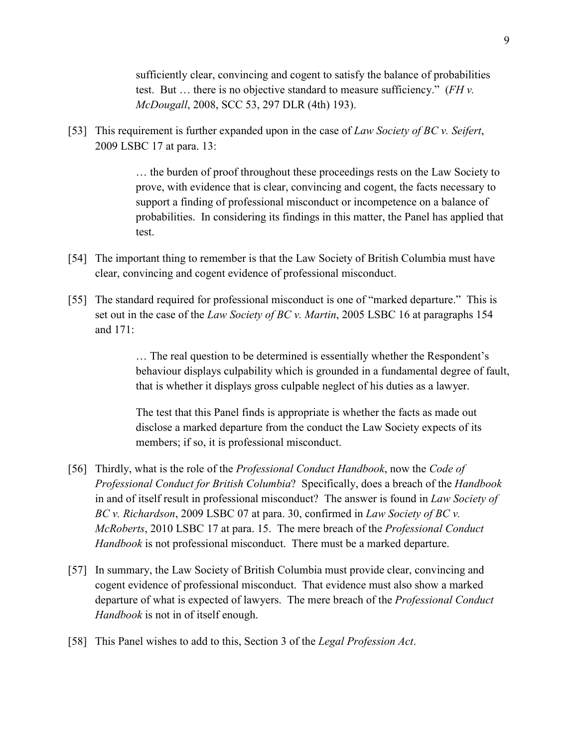> sufficiently clear, convincing and cogent to satisfy the balance of probabilities test. But … there is no objective standard to measure sufficiency." (*FH v. McDougall*, 2008, SCC 53, 297 DLR (4th) 193).

[53] This requirement is further expanded upon in the case of *Law Society of BC v. Seifert*, 2009 LSBC 17 at para. 13:

> … the burden of proof throughout these proceedings rests on the Law Society to prove, with evidence that is clear, convincing and cogent, the facts necessary to support a finding of professional misconduct or incompetence on a balance of probabilities. In considering its findings in this matter, the Panel has applied that test.

[54] The important thing to remember is that the Law Society of British Columbia must have clear, convincing and cogent evidence of professional misconduct.

[55] The standard required for professional misconduct is one of "marked departure." This is set out in the case of the *Law Society of BC v. Martin*, 2005 LSBC 16 at paragraphs 154 and 171:

> … The real question to be determined is essentially whether the Respondent's behaviour displays culpability which is grounded in a fundamental degree of fault, that is whether it displays gross culpable neglect of his duties as a lawyer.
>
> The test that this Panel finds is appropriate is whether the facts as made out disclose a marked departure from the conduct the Law Society expects of its members; if so, it is professional misconduct.

[56] Thirdly, what is the role of the *Professional Conduct Handbook*, now the *Code of Professional Conduct for British Columbia*? Specifically, does a breach of the *Handbook* in and of itself result in professional misconduct? The answer is found in *Law Society of BC v. Richardson*, 2009 LSBC 07 at para. 30, confirmed in *Law Society of BC v. McRoberts*, 2010 LSBC 17 at para. 15. The mere breach of the *Professional Conduct Handbook* is not professional misconduct. There must be a marked departure.

[57] In summary, the Law Society of British Columbia must provide clear, convincing and cogent evidence of professional misconduct. That evidence must also show a marked departure of what is expected of lawyers. The mere breach of the *Professional Conduct Handbook* is not in of itself enough.

[58] This Panel wishes to add to this, Section 3 of the *Legal Profession Act*.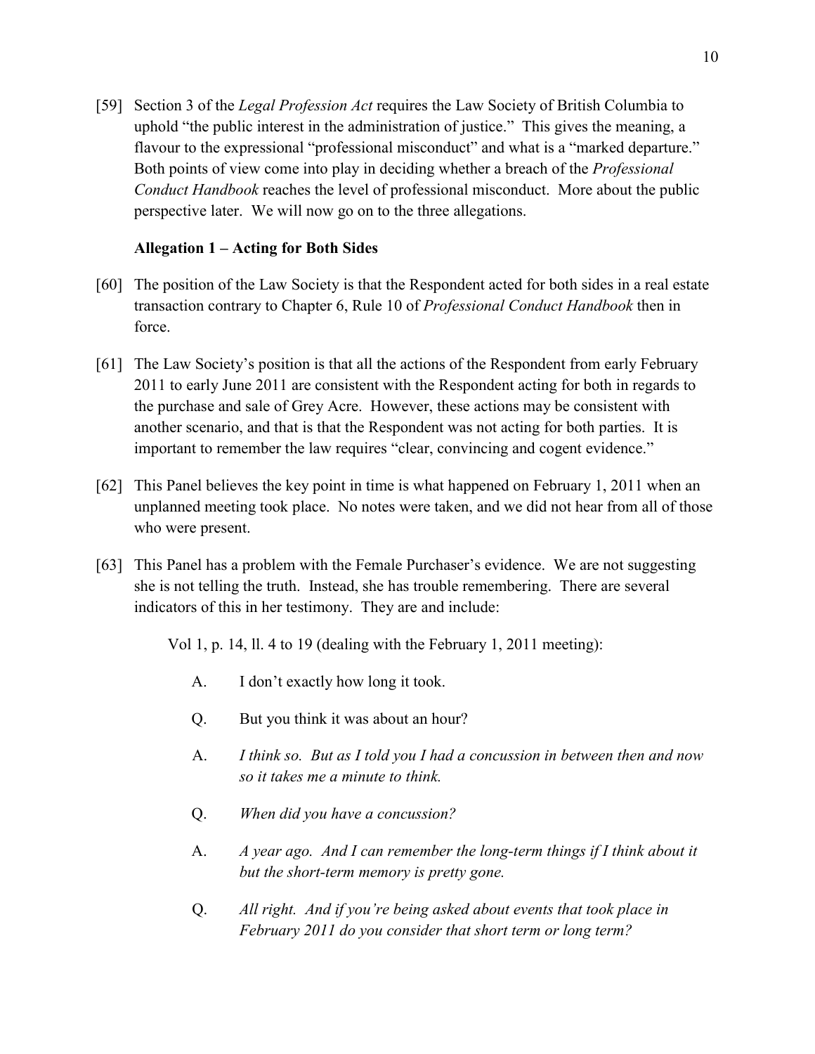[59] Section 3 of the *Legal Profession Act* requires the Law Society of British Columbia to uphold "the public interest in the administration of justice." This gives the meaning, a flavour to the expressional "professional misconduct" and what is a "marked departure." Both points of view come into play in deciding whether a breach of the *Professional Conduct Handbook* reaches the level of professional misconduct. More about the public perspective later. We will now go on to the three allegations.

**Allegation 1 – Acting for Both Sides**

[60] The position of the Law Society is that the Respondent acted for both sides in a real estate transaction contrary to Chapter 6, Rule 10 of *Professional Conduct Handbook* then in force.

[61] The Law Society's position is that all the actions of the Respondent from early February 2011 to early June 2011 are consistent with the Respondent acting for both in regards to the purchase and sale of Grey Acre. However, these actions may be consistent with another scenario, and that is that the Respondent was not acting for both parties. It is important to remember the law requires "clear, convincing and cogent evidence."

[62] This Panel believes the key point in time is what happened on February 1, 2011 when an unplanned meeting took place. No notes were taken, and we did not hear from all of those who were present.

[63] This Panel has a problem with the Female Purchaser's evidence. We are not suggesting she is not telling the truth. Instead, she has trouble remembering. There are several indicators of this in her testimony. They are and include:

Vol 1, p. 14, ll. 4 to 19 (dealing with the February 1, 2011 meeting):

A. I don't exactly how long it took.

Q. But you think it was about an hour?

A. *I think so. But as I told you I had a concussion in between then and now so it takes me a minute to think.*

Q. *When did you have a concussion?*

A. *A year ago. And I can remember the long-term things if I think about it but the short-term memory is pretty gone.*

Q. *All right. And if you're being asked about events that took place in February 2011 do you consider that short term or long term?*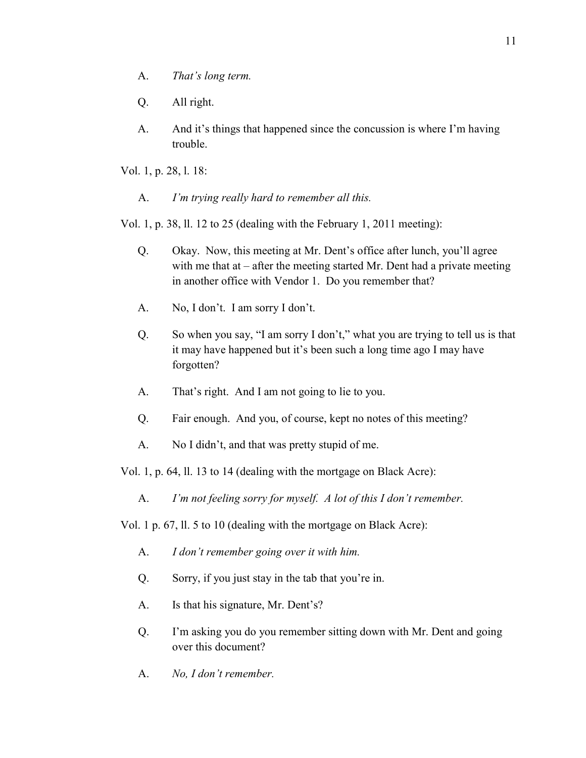A. *That's long term.*

Q. All right.

A. And it's things that happened since the concussion is where I'm having trouble.

Vol. 1, p. 28, l. 18:

A. *I'm trying really hard to remember all this.*

Vol. 1, p. 38, ll. 12 to 25 (dealing with the February 1, 2011 meeting):

Q. Okay. Now, this meeting at Mr. Dent's office after lunch, you'll agree with me that at – after the meeting started Mr. Dent had a private meeting in another office with Vendor 1. Do you remember that?

A. No, I don't. I am sorry I don't.

Q. So when you say, "I am sorry I don't," what you are trying to tell us is that it may have happened but it's been such a long time ago I may have forgotten?

A. That's right. And I am not going to lie to you.

Q. Fair enough. And you, of course, kept no notes of this meeting?

A. No I didn't, and that was pretty stupid of me.

Vol. 1, p. 64, ll. 13 to 14 (dealing with the mortgage on Black Acre):

A. *I'm not feeling sorry for myself. A lot of this I don't remember.*

Vol. 1 p. 67, ll. 5 to 10 (dealing with the mortgage on Black Acre):

A. *I don't remember going over it with him.*

Q. Sorry, if you just stay in the tab that you're in.

A. Is that his signature, Mr. Dent's?

Q. I'm asking you do you remember sitting down with Mr. Dent and going over this document?

A. *No, I don't remember.*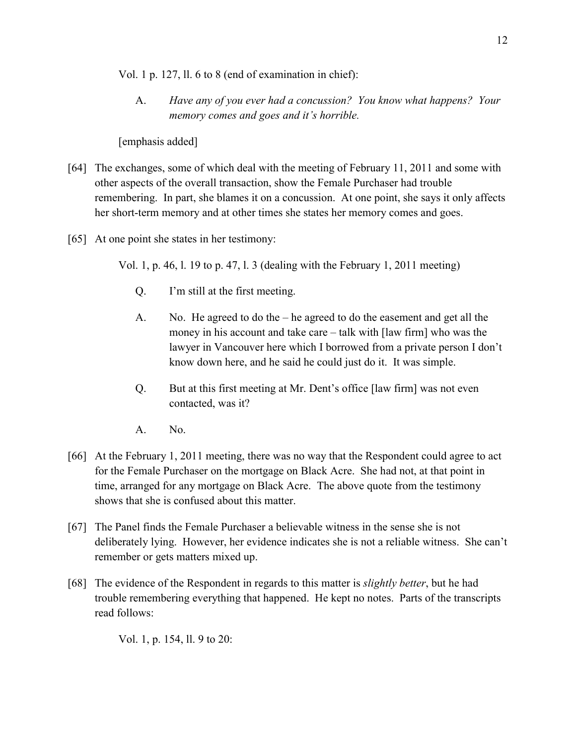Vol. 1 p. 127, ll. 6 to 8 (end of examination in chief):

> A. *Have any of you ever had a concussion? You know what happens? Your memory comes and goes and it's horrible.*

[emphasis added]

[64] The exchanges, some of which deal with the meeting of February 11, 2011 and some with other aspects of the overall transaction, show the Female Purchaser had trouble remembering. In part, she blames it on a concussion. At one point, she says it only affects her short-term memory and at other times she states her memory comes and goes.

[65] At one point she states in her testimony:

Vol. 1, p. 46, l. 19 to p. 47, l. 3 (dealing with the February 1, 2011 meeting)

> Q. I'm still at the first meeting.
>
> A. No. He agreed to do the – he agreed to do the easement and get all the money in his account and take care – talk with [law firm] who was the lawyer in Vancouver here which I borrowed from a private person I don't know down here, and he said he could just do it. It was simple.
>
> Q. But at this first meeting at Mr. Dent's office [law firm] was not even contacted, was it?
>
> A. No.

[66] At the February 1, 2011 meeting, there was no way that the Respondent could agree to act for the Female Purchaser on the mortgage on Black Acre. She had not, at that point in time, arranged for any mortgage on Black Acre. The above quote from the testimony shows that she is confused about this matter.

[67] The Panel finds the Female Purchaser a believable witness in the sense she is not deliberately lying. However, her evidence indicates she is not a reliable witness. She can't remember or gets matters mixed up.

[68] The evidence of the Respondent in regards to this matter is *slightly better*, but he had trouble remembering everything that happened. He kept no notes. Parts of the transcripts read follows:

Vol. 1, p. 154, ll. 9 to 20: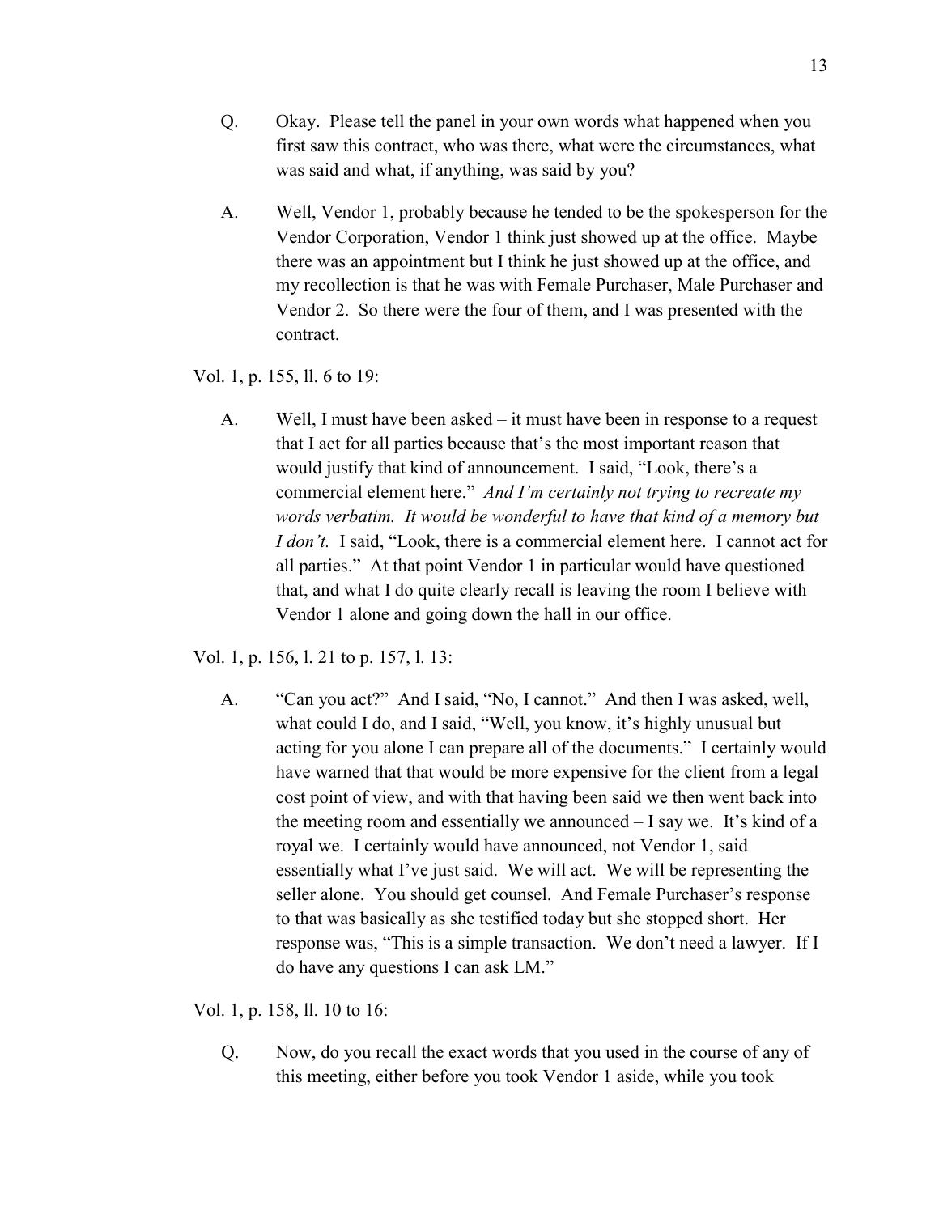Q. Okay. Please tell the panel in your own words what happened when you first saw this contract, who was there, what were the circumstances, what was said and what, if anything, was said by you?

A. Well, Vendor 1, probably because he tended to be the spokesperson for the Vendor Corporation, Vendor 1 think just showed up at the office. Maybe there was an appointment but I think he just showed up at the office, and my recollection is that he was with Female Purchaser, Male Purchaser and Vendor 2. So there were the four of them, and I was presented with the contract.

Vol. 1, p. 155, ll. 6 to 19:

A. Well, I must have been asked – it must have been in response to a request that I act for all parties because that's the most important reason that would justify that kind of announcement. I said, "Look, there's a commercial element here." *And I'm certainly not trying to recreate my words verbatim. It would be wonderful to have that kind of a memory but I don't.* I said, "Look, there is a commercial element here. I cannot act for all parties." At that point Vendor 1 in particular would have questioned that, and what I do quite clearly recall is leaving the room I believe with Vendor 1 alone and going down the hall in our office.

Vol. 1, p. 156, l. 21 to p. 157, l. 13:

A. "Can you act?" And I said, "No, I cannot." And then I was asked, well, what could I do, and I said, "Well, you know, it's highly unusual but acting for you alone I can prepare all of the documents." I certainly would have warned that that would be more expensive for the client from a legal cost point of view, and with that having been said we then went back into the meeting room and essentially we announced – I say we. It's kind of a royal we. I certainly would have announced, not Vendor 1, said essentially what I've just said. We will act. We will be representing the seller alone. You should get counsel. And Female Purchaser's response to that was basically as she testified today but she stopped short. Her response was, "This is a simple transaction. We don't need a lawyer. If I do have any questions I can ask LM."

Vol. 1, p. 158, ll. 10 to 16:

Q. Now, do you recall the exact words that you used in the course of any of this meeting, either before you took Vendor 1 aside, while you took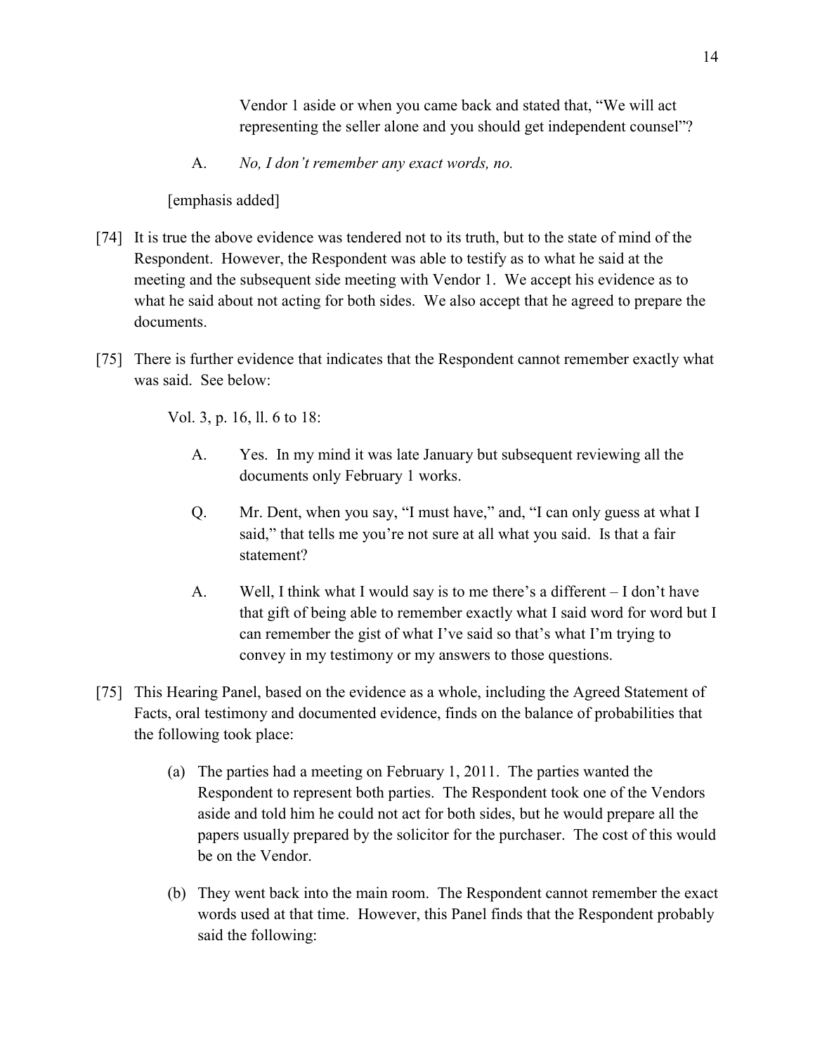Vendor 1 aside or when you came back and stated that, "We will act representing the seller alone and you should get independent counsel"?

A. *No, I don't remember any exact words, no.*

[emphasis added]

[74] It is true the above evidence was tendered not to its truth, but to the state of mind of the Respondent. However, the Respondent was able to testify as to what he said at the meeting and the subsequent side meeting with Vendor 1. We accept his evidence as to what he said about not acting for both sides. We also accept that he agreed to prepare the documents.

[75] There is further evidence that indicates that the Respondent cannot remember exactly what was said. See below:

Vol. 3, p. 16, ll. 6 to 18:

A. Yes. In my mind it was late January but subsequent reviewing all the documents only February 1 works.

Q. Mr. Dent, when you say, "I must have," and, "I can only guess at what I said," that tells me you're not sure at all what you said. Is that a fair statement?

A. Well, I think what I would say is to me there's a different – I don't have that gift of being able to remember exactly what I said word for word but I can remember the gist of what I've said so that's what I'm trying to convey in my testimony or my answers to those questions.

[75] This Hearing Panel, based on the evidence as a whole, including the Agreed Statement of Facts, oral testimony and documented evidence, finds on the balance of probabilities that the following took place:

(a) The parties had a meeting on February 1, 2011. The parties wanted the Respondent to represent both parties. The Respondent took one of the Vendors aside and told him he could not act for both sides, but he would prepare all the papers usually prepared by the solicitor for the purchaser. The cost of this would be on the Vendor.

(b) They went back into the main room. The Respondent cannot remember the exact words used at that time. However, this Panel finds that the Respondent probably said the following: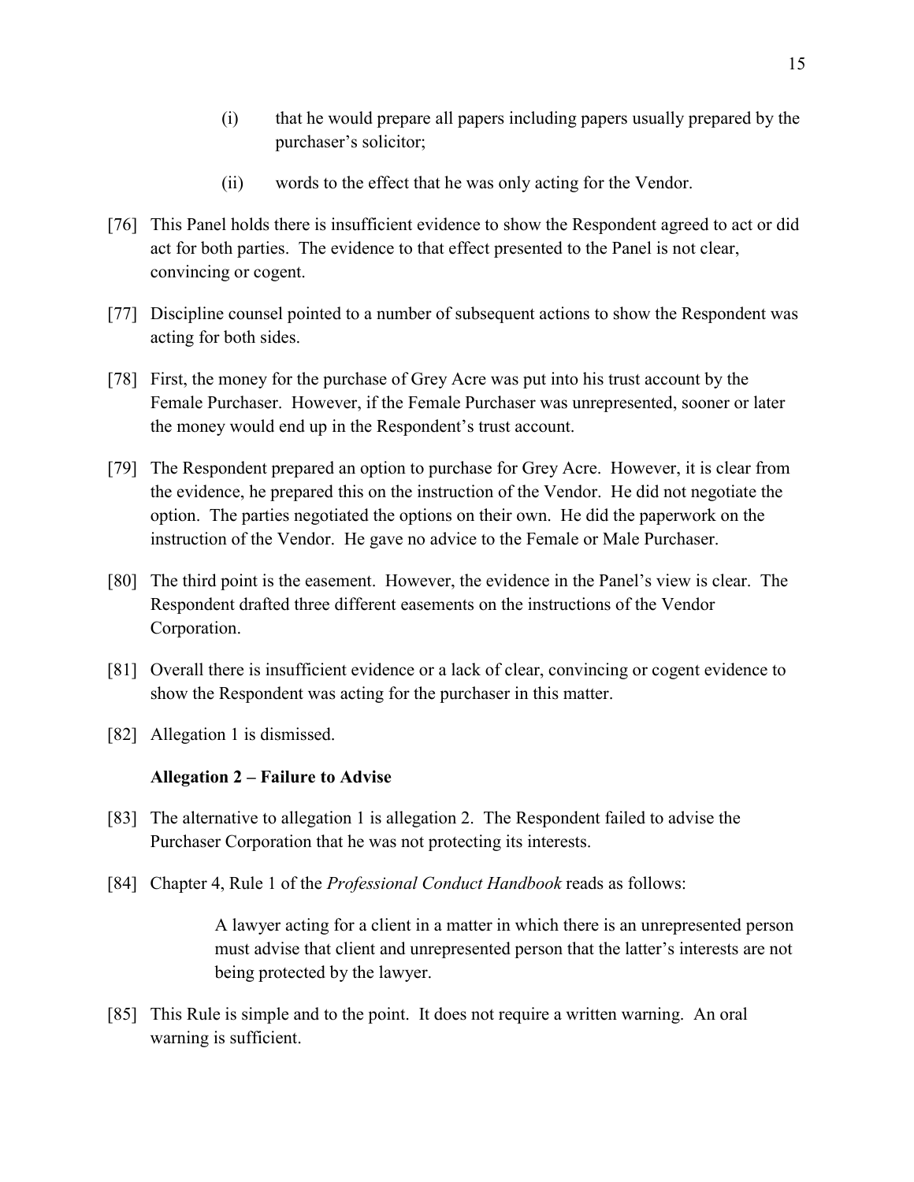(i) that he would prepare all papers including papers usually prepared by the purchaser's solicitor;

(ii) words to the effect that he was only acting for the Vendor.

[76] This Panel holds there is insufficient evidence to show the Respondent agreed to act or did act for both parties. The evidence to that effect presented to the Panel is not clear, convincing or cogent.

[77] Discipline counsel pointed to a number of subsequent actions to show the Respondent was acting for both sides.

[78] First, the money for the purchase of Grey Acre was put into his trust account by the Female Purchaser. However, if the Female Purchaser was unrepresented, sooner or later the money would end up in the Respondent's trust account.

[79] The Respondent prepared an option to purchase for Grey Acre. However, it is clear from the evidence, he prepared this on the instruction of the Vendor. He did not negotiate the option. The parties negotiated the options on their own. He did the paperwork on the instruction of the Vendor. He gave no advice to the Female or Male Purchaser.

[80] The third point is the easement. However, the evidence in the Panel's view is clear. The Respondent drafted three different easements on the instructions of the Vendor Corporation.

[81] Overall there is insufficient evidence or a lack of clear, convincing or cogent evidence to show the Respondent was acting for the purchaser in this matter.

[82] Allegation 1 is dismissed.

**Allegation 2 – Failure to Advise**

[83] The alternative to allegation 1 is allegation 2. The Respondent failed to advise the Purchaser Corporation that he was not protecting its interests.

[84] Chapter 4, Rule 1 of the *Professional Conduct Handbook* reads as follows:

> A lawyer acting for a client in a matter in which there is an unrepresented person must advise that client and unrepresented person that the latter's interests are not being protected by the lawyer.

[85] This Rule is simple and to the point. It does not require a written warning. An oral warning is sufficient.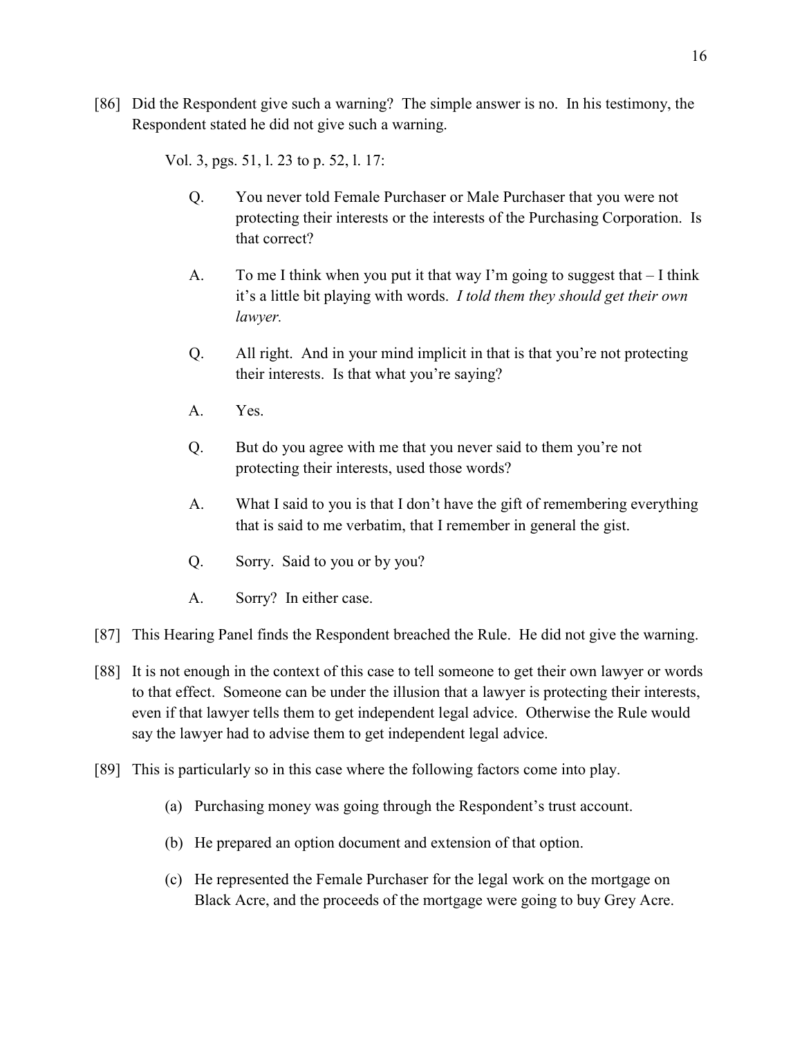[86] Did the Respondent give such a warning? The simple answer is no. In his testimony, the Respondent stated he did not give such a warning.

Vol. 3, pgs. 51, l. 23 to p. 52, l. 17:

Q. You never told Female Purchaser or Male Purchaser that you were not protecting their interests or the interests of the Purchasing Corporation. Is that correct?

A. To me I think when you put it that way I'm going to suggest that – I think it's a little bit playing with words. *I told them they should get their own lawyer.*

Q. All right. And in your mind implicit in that is that you're not protecting their interests. Is that what you're saying?

A. Yes.

Q. But do you agree with me that you never said to them you're not protecting their interests, used those words?

A. What I said to you is that I don't have the gift of remembering everything that is said to me verbatim, that I remember in general the gist.

Q. Sorry. Said to you or by you?

A. Sorry? In either case.

[87] This Hearing Panel finds the Respondent breached the Rule. He did not give the warning.

[88] It is not enough in the context of this case to tell someone to get their own lawyer or words to that effect. Someone can be under the illusion that a lawyer is protecting their interests, even if that lawyer tells them to get independent legal advice. Otherwise the Rule would say the lawyer had to advise them to get independent legal advice.

[89] This is particularly so in this case where the following factors come into play.

(a) Purchasing money was going through the Respondent's trust account.

(b) He prepared an option document and extension of that option.

(c) He represented the Female Purchaser for the legal work on the mortgage on Black Acre, and the proceeds of the mortgage were going to buy Grey Acre.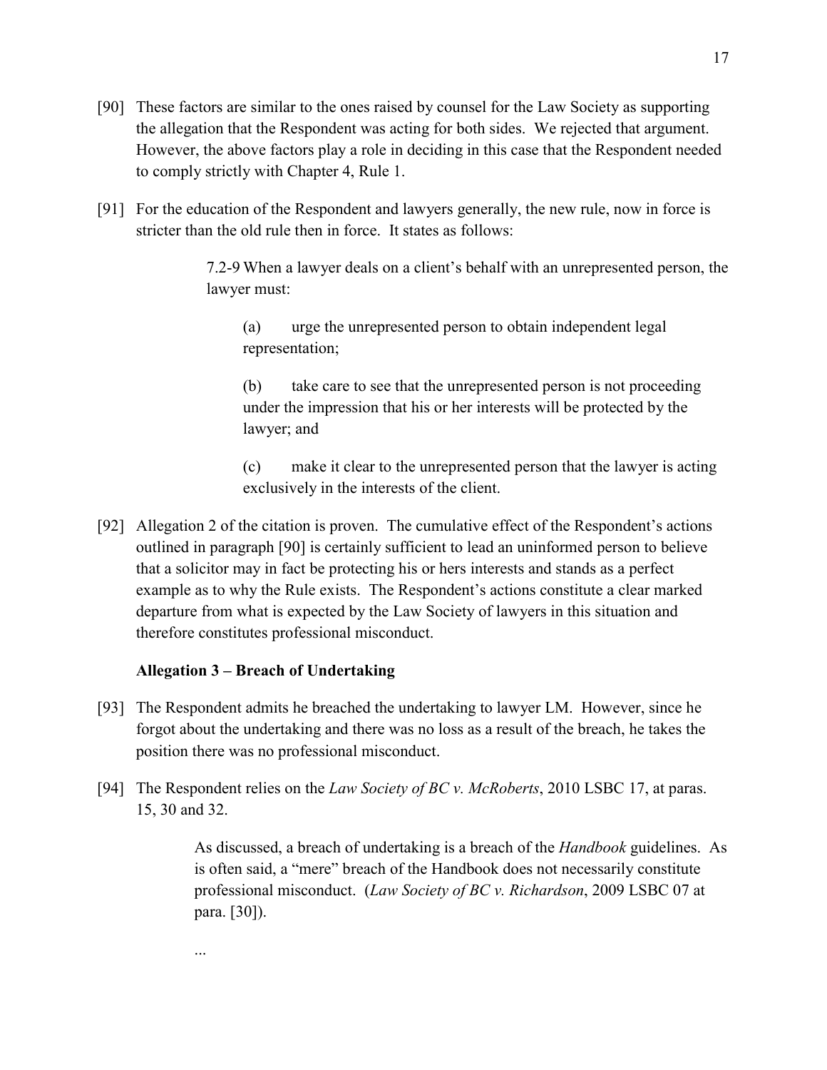[90] These factors are similar to the ones raised by counsel for the Law Society as supporting the allegation that the Respondent was acting for both sides. We rejected that argument. However, the above factors play a role in deciding in this case that the Respondent needed to comply strictly with Chapter 4, Rule 1.

[91] For the education of the Respondent and lawyers generally, the new rule, now in force is stricter than the old rule then in force. It states as follows:

> 7.2-9 When a lawyer deals on a client's behalf with an unrepresented person, the lawyer must:
>
> (a) urge the unrepresented person to obtain independent legal representation;
>
> (b) take care to see that the unrepresented person is not proceeding under the impression that his or her interests will be protected by the lawyer; and
>
> (c) make it clear to the unrepresented person that the lawyer is acting exclusively in the interests of the client.

[92] Allegation 2 of the citation is proven. The cumulative effect of the Respondent's actions outlined in paragraph [90] is certainly sufficient to lead an uninformed person to believe that a solicitor may in fact be protecting his or hers interests and stands as a perfect example as to why the Rule exists. The Respondent's actions constitute a clear marked departure from what is expected by the Law Society of lawyers in this situation and therefore constitutes professional misconduct.

**Allegation 3 – Breach of Undertaking**

[93] The Respondent admits he breached the undertaking to lawyer LM. However, since he forgot about the undertaking and there was no loss as a result of the breach, he takes the position there was no professional misconduct.

[94] The Respondent relies on the *Law Society of BC v. McRoberts*, 2010 LSBC 17, at paras. 15, 30 and 32.

> As discussed, a breach of undertaking is a breach of the *Handbook* guidelines. As is often said, a "mere" breach of the Handbook does not necessarily constitute professional misconduct. (*Law Society of BC v. Richardson*, 2009 LSBC 07 at para. [30]).
>
> ...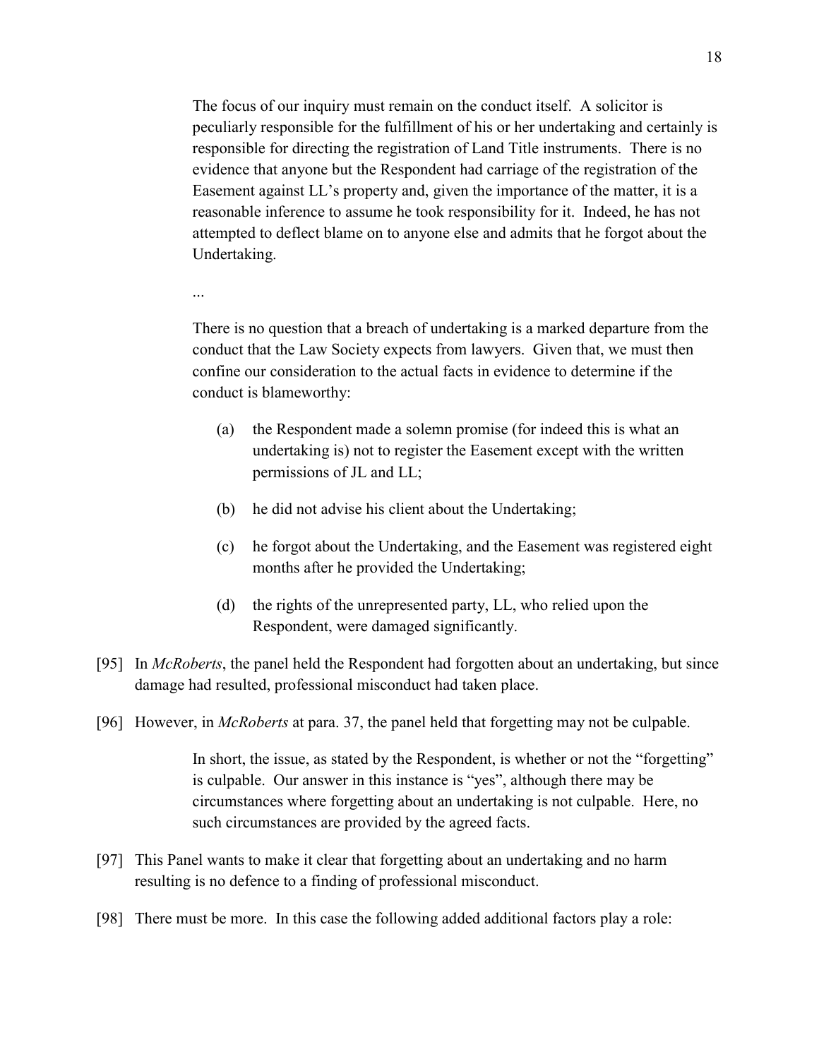> The focus of our inquiry must remain on the conduct itself. A solicitor is peculiarly responsible for the fulfillment of his or her undertaking and certainly is responsible for directing the registration of Land Title instruments. There is no evidence that anyone but the Respondent had carriage of the registration of the Easement against LL's property and, given the importance of the matter, it is a reasonable inference to assume he took responsibility for it. Indeed, he has not attempted to deflect blame on to anyone else and admits that he forgot about the Undertaking.
>
> ...
>
> There is no question that a breach of undertaking is a marked departure from the conduct that the Law Society expects from lawyers. Given that, we must then confine our consideration to the actual facts in evidence to determine if the conduct is blameworthy:
>
> (a) the Respondent made a solemn promise (for indeed this is what an undertaking is) not to register the Easement except with the written permissions of JL and LL;
>
> (b) he did not advise his client about the Undertaking;
>
> (c) he forgot about the Undertaking, and the Easement was registered eight months after he provided the Undertaking;
>
> (d) the rights of the unrepresented party, LL, who relied upon the Respondent, were damaged significantly.

[95] In *McRoberts*, the panel held the Respondent had forgotten about an undertaking, but since damage had resulted, professional misconduct had taken place.

[96] However, in *McRoberts* at para. 37, the panel held that forgetting may not be culpable.

> In short, the issue, as stated by the Respondent, is whether or not the "forgetting" is culpable. Our answer in this instance is "yes", although there may be circumstances where forgetting about an undertaking is not culpable. Here, no such circumstances are provided by the agreed facts.

[97] This Panel wants to make it clear that forgetting about an undertaking and no harm resulting is no defence to a finding of professional misconduct.

[98] There must be more. In this case the following added additional factors play a role: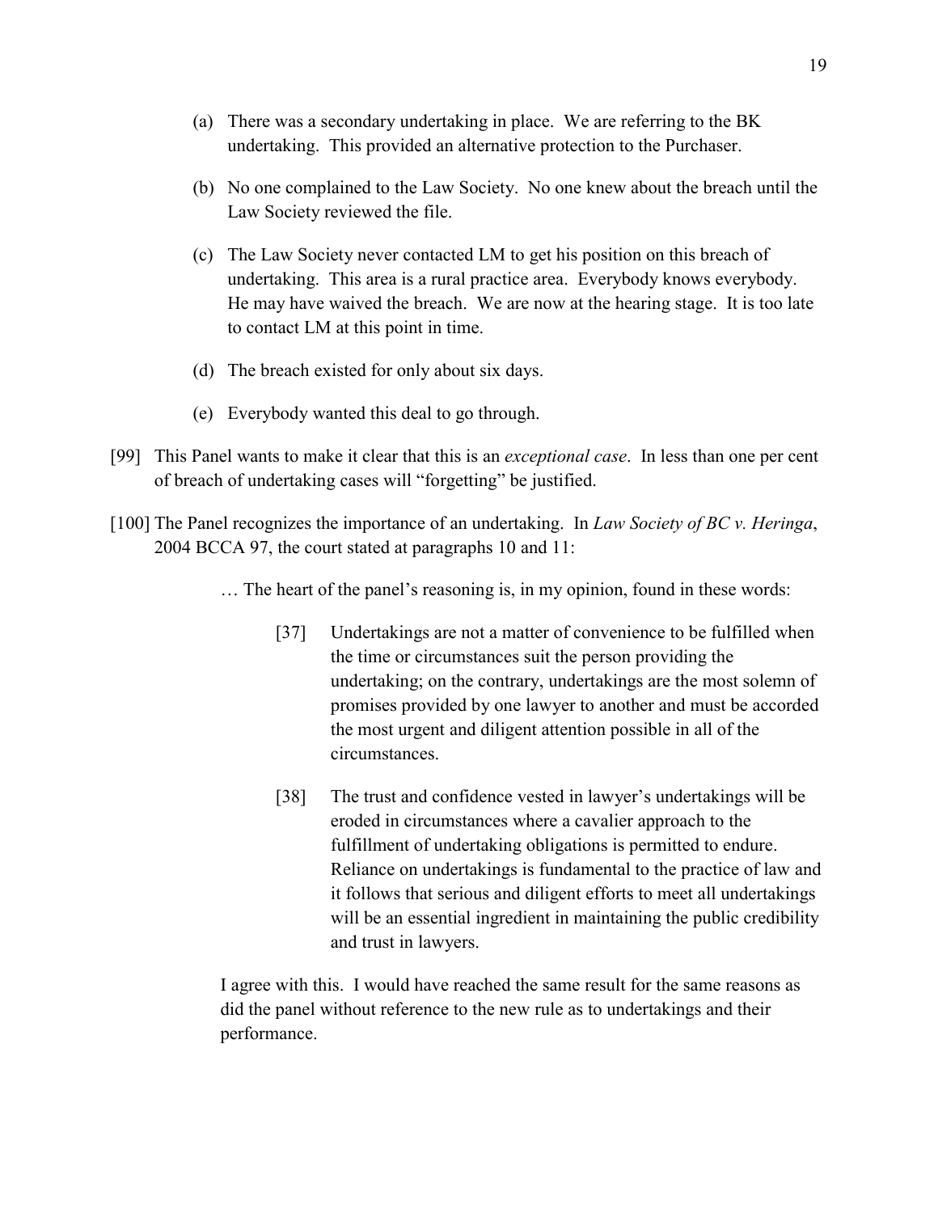(a) There was a secondary undertaking in place. We are referring to the BK undertaking. This provided an alternative protection to the Purchaser.

(b) No one complained to the Law Society. No one knew about the breach until the Law Society reviewed the file.

(c) The Law Society never contacted LM to get his position on this breach of undertaking. This area is a rural practice area. Everybody knows everybody. He may have waived the breach. We are now at the hearing stage. It is too late to contact LM at this point in time.

(d) The breach existed for only about six days.

(e) Everybody wanted this deal to go through.

[99] This Panel wants to make it clear that this is an *exceptional case*. In less than one per cent of breach of undertaking cases will "forgetting" be justified.

[100] The Panel recognizes the importance of an undertaking. In *Law Society of BC v. Heringa*, 2004 BCCA 97, the court stated at paragraphs 10 and 11:

> … The heart of the panel's reasoning is, in my opinion, found in these words:
>
> > [37] Undertakings are not a matter of convenience to be fulfilled when the time or circumstances suit the person providing the undertaking; on the contrary, undertakings are the most solemn of promises provided by one lawyer to another and must be accorded the most urgent and diligent attention possible in all of the circumstances.
> >
> > [38] The trust and confidence vested in lawyer's undertakings will be eroded in circumstances where a cavalier approach to the fulfillment of undertaking obligations is permitted to endure. Reliance on undertakings is fundamental to the practice of law and it follows that serious and diligent efforts to meet all undertakings will be an essential ingredient in maintaining the public credibility and trust in lawyers.
>
> I agree with this. I would have reached the same result for the same reasons as did the panel without reference to the new rule as to undertakings and their performance.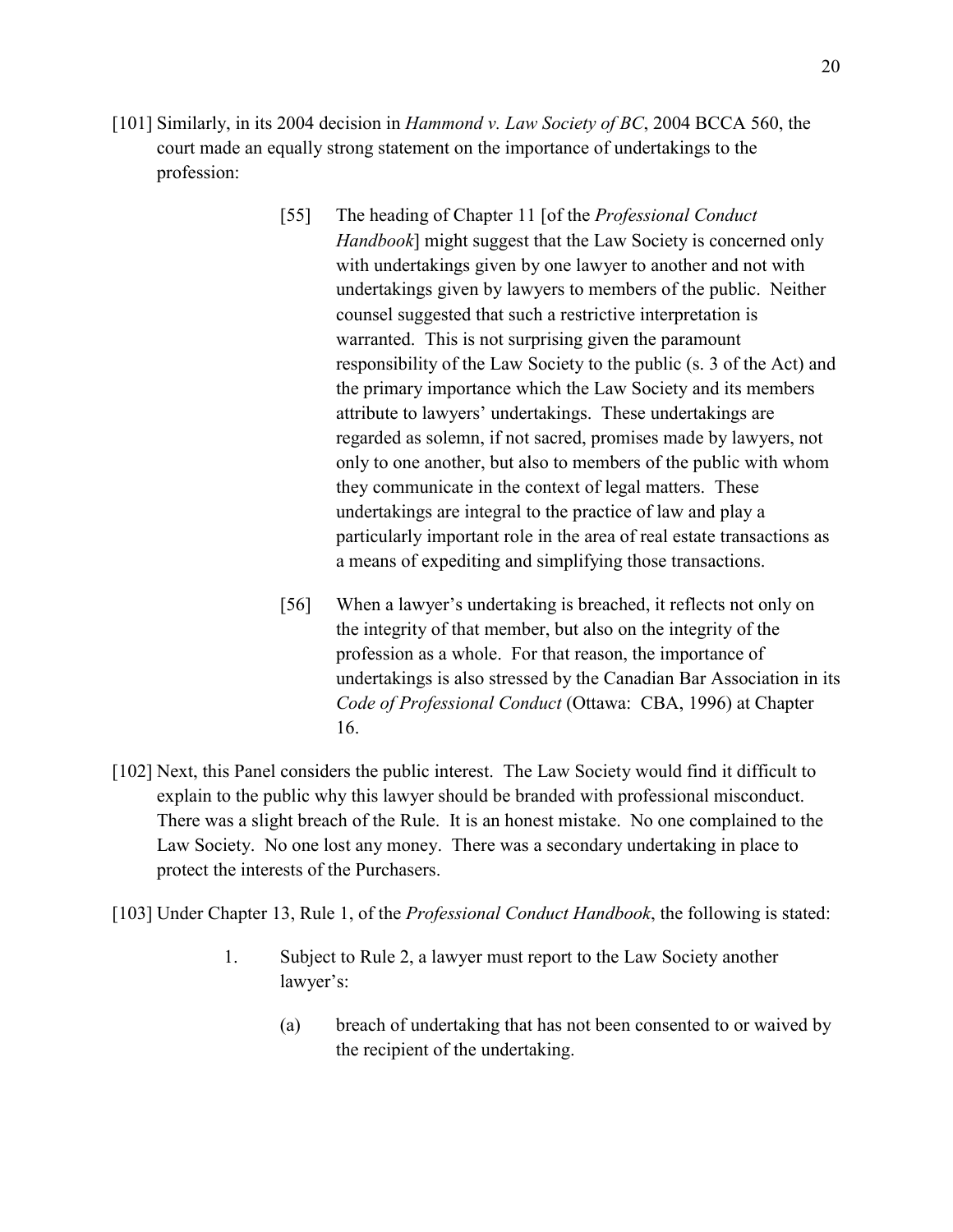[101] Similarly, in its 2004 decision in *Hammond v. Law Society of BC*, 2004 BCCA 560, the court made an equally strong statement on the importance of undertakings to the profession:

> [55] The heading of Chapter 11 [of the *Professional Conduct Handbook*] might suggest that the Law Society is concerned only with undertakings given by one lawyer to another and not with undertakings given by lawyers to members of the public. Neither counsel suggested that such a restrictive interpretation is warranted. This is not surprising given the paramount responsibility of the Law Society to the public (s. 3 of the Act) and the primary importance which the Law Society and its members attribute to lawyers' undertakings. These undertakings are regarded as solemn, if not sacred, promises made by lawyers, not only to one another, but also to members of the public with whom they communicate in the context of legal matters. These undertakings are integral to the practice of law and play a particularly important role in the area of real estate transactions as a means of expediting and simplifying those transactions.
>
> [56] When a lawyer's undertaking is breached, it reflects not only on the integrity of that member, but also on the integrity of the profession as a whole. For that reason, the importance of undertakings is also stressed by the Canadian Bar Association in its *Code of Professional Conduct* (Ottawa: CBA, 1996) at Chapter 16.

[102] Next, this Panel considers the public interest. The Law Society would find it difficult to explain to the public why this lawyer should be branded with professional misconduct. There was a slight breach of the Rule. It is an honest mistake. No one complained to the Law Society. No one lost any money. There was a secondary undertaking in place to protect the interests of the Purchasers.

[103] Under Chapter 13, Rule 1, of the *Professional Conduct Handbook*, the following is stated:

> 1. Subject to Rule 2, a lawyer must report to the Law Society another lawyer's:
>
>     (a) breach of undertaking that has not been consented to or waived by the recipient of the undertaking.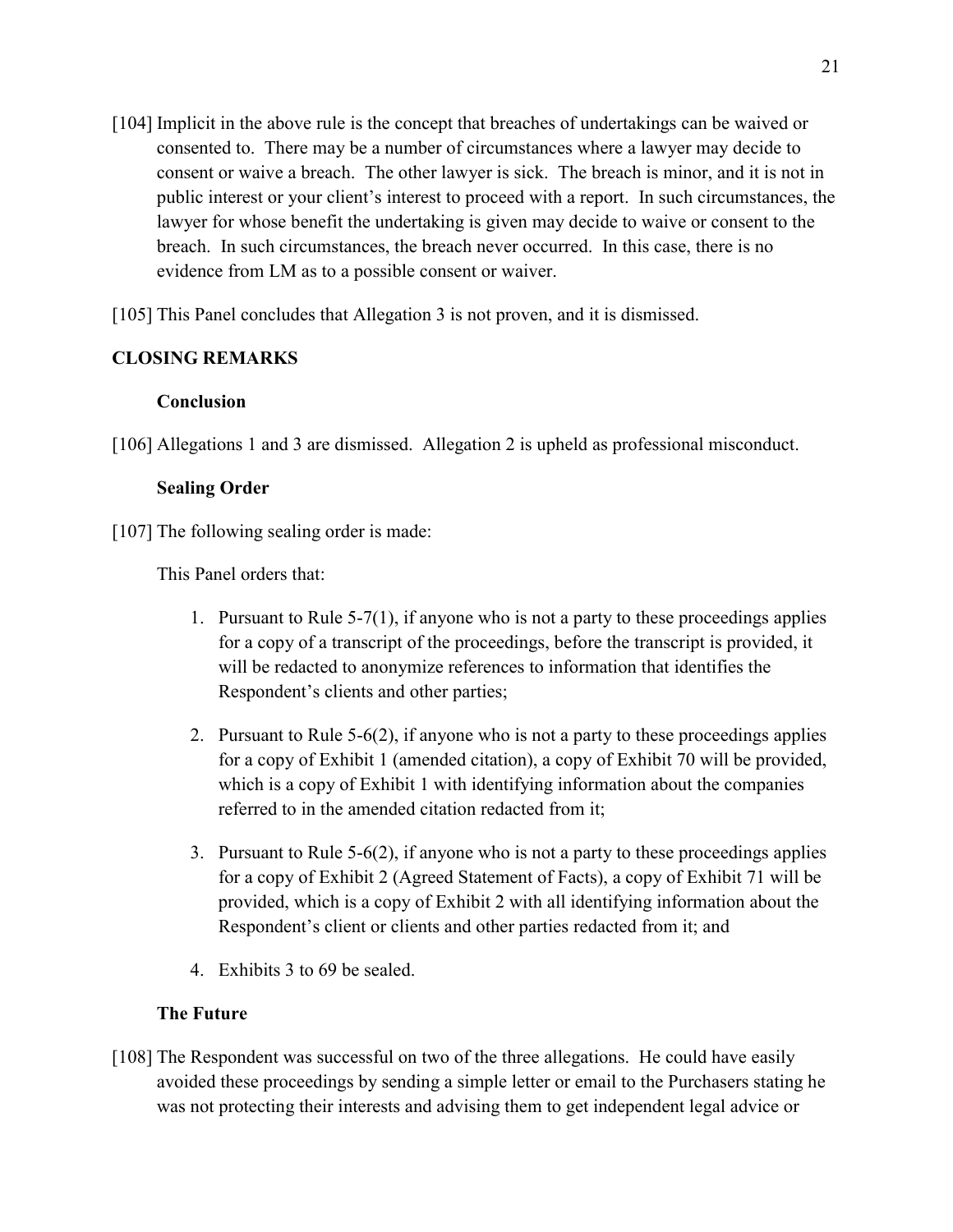[104] Implicit in the above rule is the concept that breaches of undertakings can be waived or consented to. There may be a number of circumstances where a lawyer may decide to consent or waive a breach. The other lawyer is sick. The breach is minor, and it is not in public interest or your client's interest to proceed with a report. In such circumstances, the lawyer for whose benefit the undertaking is given may decide to waive or consent to the breach. In such circumstances, the breach never occurred. In this case, there is no evidence from LM as to a possible consent or waiver.

[105] This Panel concludes that Allegation 3 is not proven, and it is dismissed.

## CLOSING REMARKS

### Conclusion

[106] Allegations 1 and 3 are dismissed. Allegation 2 is upheld as professional misconduct.

### Sealing Order

[107] The following sealing order is made:

This Panel orders that:

1. Pursuant to Rule 5-7(1), if anyone who is not a party to these proceedings applies for a copy of a transcript of the proceedings, before the transcript is provided, it will be redacted to anonymize references to information that identifies the Respondent's clients and other parties;

2. Pursuant to Rule 5-6(2), if anyone who is not a party to these proceedings applies for a copy of Exhibit 1 (amended citation), a copy of Exhibit 70 will be provided, which is a copy of Exhibit 1 with identifying information about the companies referred to in the amended citation redacted from it;

3. Pursuant to Rule 5-6(2), if anyone who is not a party to these proceedings applies for a copy of Exhibit 2 (Agreed Statement of Facts), a copy of Exhibit 71 will be provided, which is a copy of Exhibit 2 with all identifying information about the Respondent's client or clients and other parties redacted from it; and

4. Exhibits 3 to 69 be sealed.

### The Future

[108] The Respondent was successful on two of the three allegations. He could have easily avoided these proceedings by sending a simple letter or email to the Purchasers stating he was not protecting their interests and advising them to get independent legal advice or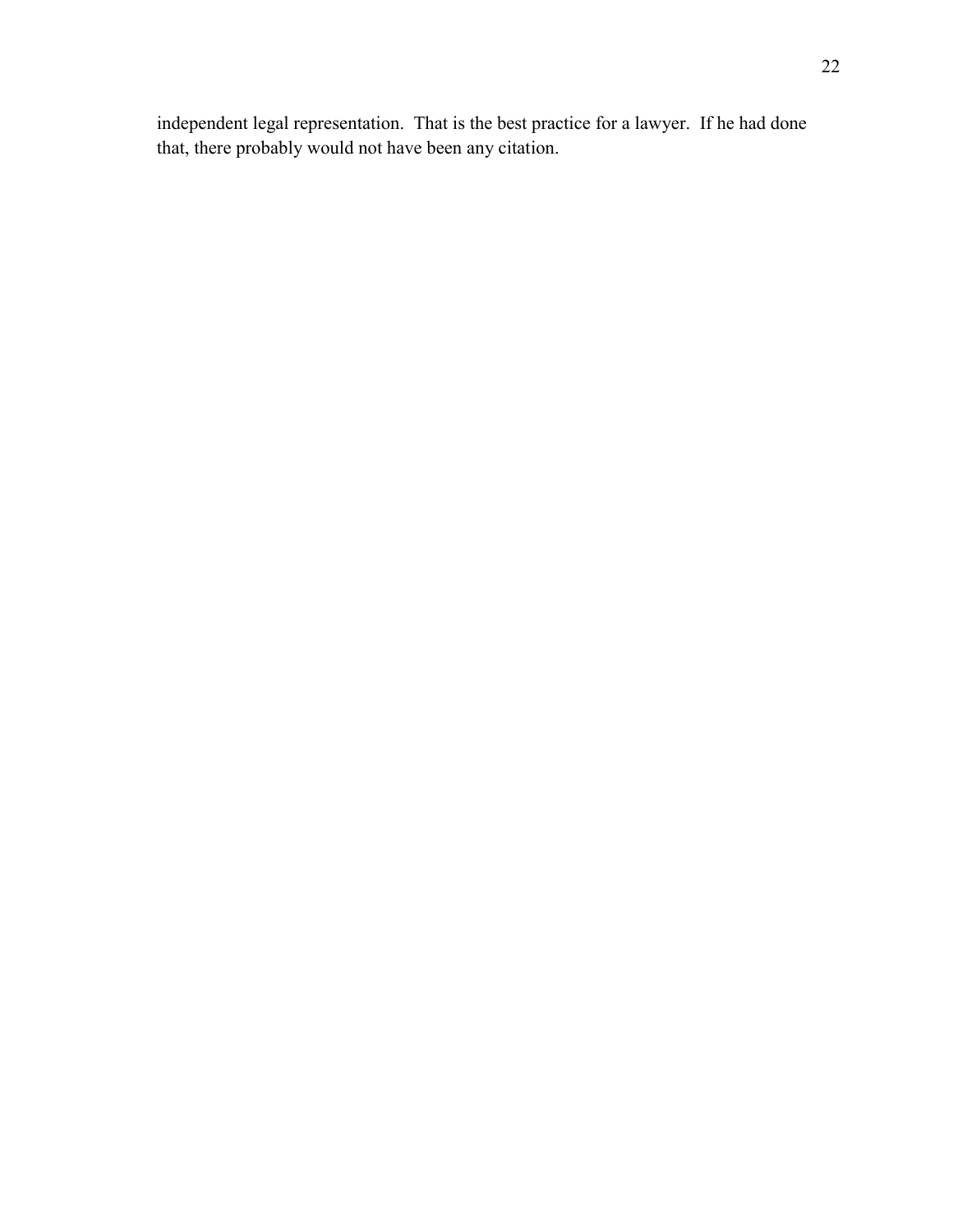independent legal representation. That is the best practice for a lawyer. If he had done that, there probably would not have been any citation.